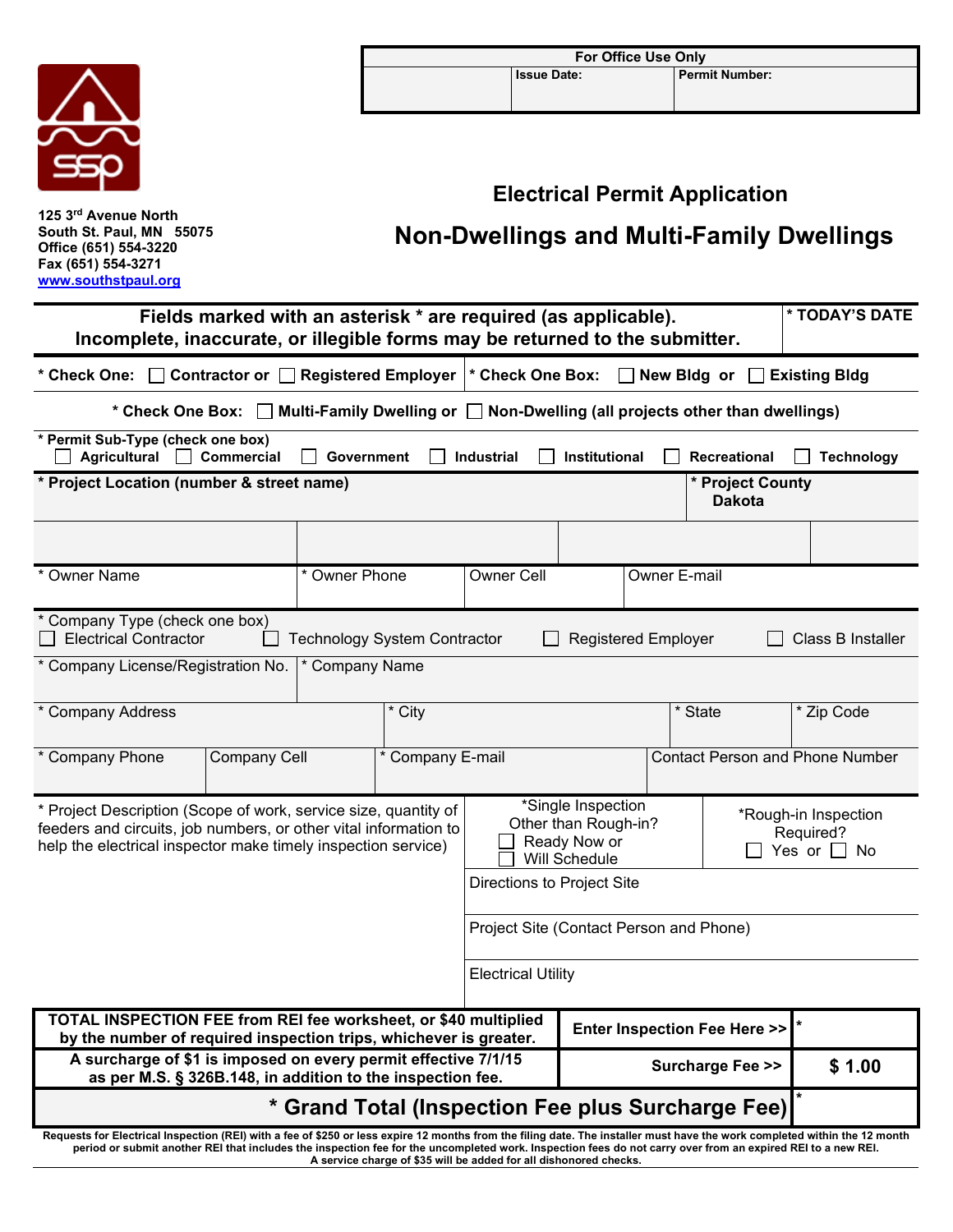125 3rd Avenue North
South St. Paul, MN 55075
Office (651) 554-3220
Fax (651) 554-3271
www.southstpaul.org

| For Office Use Only | | |
|---|---|---|
| | Issue Date: | Permit Number: |

# Electrical Permit Application

# Non-Dwellings and Multi-Family Dwellings

**Fields marked with an asterisk * are required (as applicable).**
**Incomplete, inaccurate, or illegible forms may be returned to the submitter.**

**\* TODAY'S DATE**

**\* Check One:** ☐ Contractor or ☐ Registered Employer

**\* Check One Box:** ☐ New Bldg or ☐ Existing Bldg

**\* Check One Box:** ☐ Multi-Family Dwelling or ☐ Non-Dwelling (all projects other than dwellings)

**\* Permit Sub-Type (check one box)**
☐ Agricultural ☐ Commercial ☐ Government ☐ Industrial ☐ Institutional ☐ Recreational ☐ Technology

| * Project Location (number & street name) | * Project County Dakota |
|---|---|

| * Owner Name | * Owner Phone | Owner Cell | Owner E-mail |
|---|---|---|---|
| | | | |

\* Company Type (check one box)
☐ Electrical Contractor ☐ Technology System Contractor ☐ Registered Employer ☐ Class B Installer

| * Company License/Registration No. | * Company Name |
|---|---|
| | |

| * Company Address | * City | * State | * Zip Code |
|---|---|---|---|
| | | | |

| * Company Phone | Company Cell | * Company E-mail | Contact Person and Phone Number |
|---|---|---|---|
| | | | |

\* Project Description (Scope of work, service size, quantity of feeders and circuits, job numbers, or other vital information to help the electrical inspector make timely inspection service)

\*Single Inspection Other than Rough-in?
☐ Ready Now or
☐ Will Schedule

\*Rough-in Inspection Required?
☐ Yes or ☐ No

Directions to Project Site

Project Site (Contact Person and Phone)

Electrical Utility

| | | |
|---|---|---|
| **TOTAL INSPECTION FEE from REI fee worksheet, or $40 multiplied by the number of required inspection trips, whichever is greater.** | **Enter Inspection Fee Here >>** | * |
| **A surcharge of $1 is imposed on every permit effective 7/1/15 as per M.S. § 326B.148, in addition to the inspection fee.** | **Surcharge Fee >>** | **$ 1.00** |
| **\* Grand Total (Inspection Fee plus Surcharge Fee)** | | * |

**Requests for Electrical Inspection (REI) with a fee of $250 or less expire 12 months from the filing date. The installer must have the work completed within the 12 month period or submit another REI that includes the inspection fee for the uncompleted work. Inspection fees do not carry over from an expired REI to a new REI. A service charge of $35 will be added for all dishonored checks.**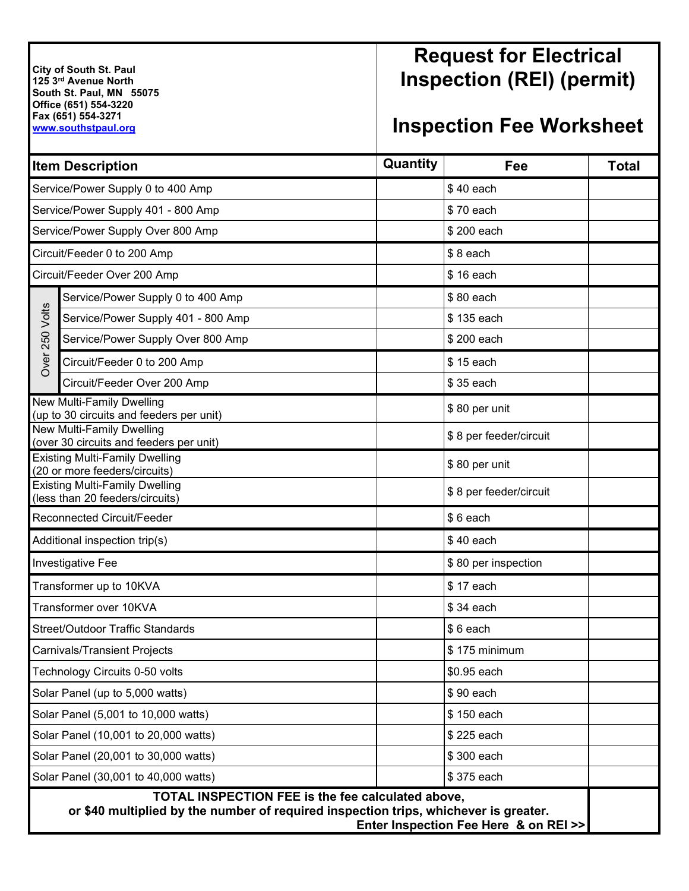City of South St. Paul
125 3rd Avenue North
South St. Paul, MN 55075
Office (651) 554-3220
Fax (651) 554-3271
www.southstpaul.org

# Request for Electrical Inspection (REI) (permit)

# Inspection Fee Worksheet

| Item Description | | Quantity | Fee | Total |
|---|---|---|---|---|
| Service/Power Supply 0 to 400 Amp | | | $ 40 each | |
| Service/Power Supply 401 - 800 Amp | | | $ 70 each | |
| Service/Power Supply Over 800 Amp | | | $ 200 each | |
| Circuit/Feeder 0 to 200 Amp | | | $ 8 each | |
| Circuit/Feeder Over 200 Amp | | | $ 16 each | |
| Over 250 Volts | Service/Power Supply 0 to 400 Amp | | $ 80 each | |
| | Service/Power Supply 401 - 800 Amp | | $ 135 each | |
| | Service/Power Supply Over 800 Amp | | $ 200 each | |
| | Circuit/Feeder 0 to 200 Amp | | $ 15 each | |
| | Circuit/Feeder Over 200 Amp | | $ 35 each | |
| New Multi-Family Dwelling (up to 30 circuits and feeders per unit) | | | $ 80 per unit | |
| New Multi-Family Dwelling (over 30 circuits and feeders per unit) | | | $ 8 per feeder/circuit | |
| Existing Multi-Family Dwelling (20 or more feeders/circuits) | | | $ 80 per unit | |
| Existing Multi-Family Dwelling (less than 20 feeders/circuits) | | | $ 8 per feeder/circuit | |
| Reconnected Circuit/Feeder | | | $ 6 each | |
| Additional inspection trip(s) | | | $ 40 each | |
| Investigative Fee | | | $ 80 per inspection | |
| Transformer up to 10KVA | | | $ 17 each | |
| Transformer over 10KVA | | | $ 34 each | |
| Street/Outdoor Traffic Standards | | | $ 6 each | |
| Carnivals/Transient Projects | | | $ 175 minimum | |
| Technology Circuits 0-50 volts | | | $0.95 each | |
| Solar Panel (up to 5,000 watts) | | | $ 90 each | |
| Solar Panel (5,001 to 10,000 watts) | | | $ 150 each | |
| Solar Panel (10,001 to 20,000 watts) | | | $ 225 each | |
| Solar Panel (20,001 to 30,000 watts) | | | $ 300 each | |
| Solar Panel (30,001 to 40,000 watts) | | | $ 375 each | |
| **TOTAL INSPECTION FEE is the fee calculated above, or $40 multiplied by the number of required inspection trips, whichever is greater. Enter Inspection Fee Here & on REI >>** | | | | |